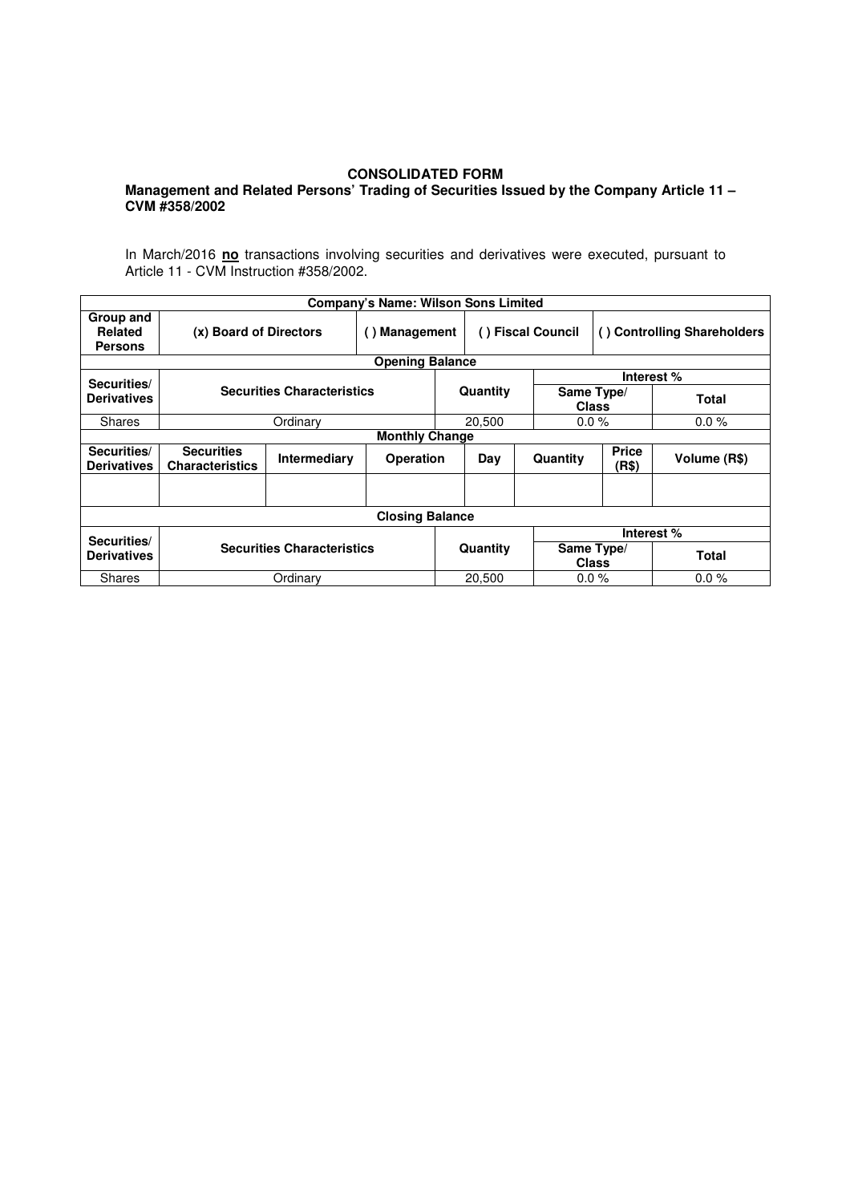**CONSOLIDATED FORM**
**Management and Related Persons' Trading of Securities Issued by the Company Article 11 – CVM #358/2002**

In March/2016 **no** transactions involving securities and derivatives were executed, pursuant to Article 11 - CVM Instruction #358/2002.

| Company's Name: Wilson Sons Limited | | | | | | | |
|---|---|---|---|---|---|---|---|
| **Group and Related Persons** | **(x) Board of Directors** | | **( ) Management** | **( ) Fiscal Council** | | **( ) Controlling Shareholders** | |
| **Opening Balance** | | | | | | | |
| **Securities/ Derivatives** | **Securities Characteristics** | | | **Quantity** | **Interest %** | | |
| | | | | | **Same Type/ Class** | | **Total** |
| Shares | Ordinary | | | 20,500 | 0.0 % | | 0.0 % |
| **Monthly Change** | | | | | | | |
| **Securities/ Derivatives** | **Securities Characteristics** | **Intermediary** | **Operation** | **Day** | **Quantity** | **Price (R$)** | **Volume (R$)** |
| | | | | | | | |
| **Closing Balance** | | | | | | | |
| **Securities/ Derivatives** | **Securities Characteristics** | | | **Quantity** | **Interest %** | | |
| | | | | | **Same Type/ Class** | | **Total** |
| Shares | Ordinary | | | 20,500 | 0.0 % | | 0.0 % |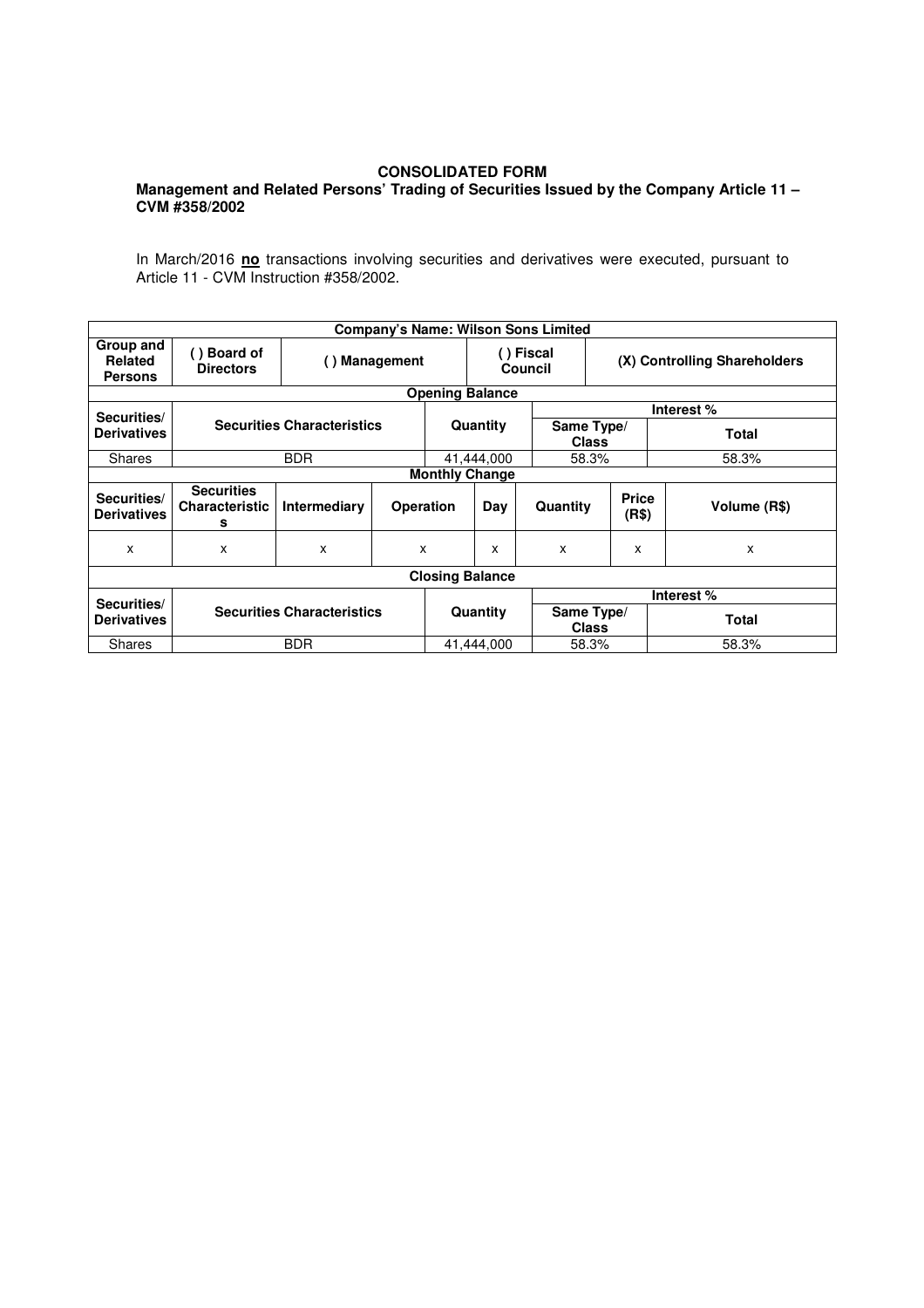**CONSOLIDATED FORM**

**Management and Related Persons' Trading of Securities Issued by the Company Article 11 – CVM #358/2002**

In March/2016 **no** transactions involving securities and derivatives were executed, pursuant to Article 11 - CVM Instruction #358/2002.

| Company's Name: Wilson Sons Limited | | | | | | | |
|---|---|---|---|---|---|---|---|
| **Group and Related Persons** | **( ) Board of Directors** | **( ) Management** | | **( ) Fiscal Council** | | **(X) Controlling Shareholders** | |
| **Opening Balance** | | | | | | | |
| **Securities/ Derivatives** | **Securities Characteristics** | | | **Quantity** | **Interest %** | | |
| | | | | | **Same Type/ Class** | | **Total** |
| Shares | BDR | | | 41,444,000 | 58.3% | | 58.3% |
| **Monthly Change** | | | | | | | |
| **Securities/ Derivatives** | **Securities Characteristics** | **Intermediary** | **Operation** | **Day** | **Quantity** | **Price (R$)** | **Volume (R$)** |
| x | x | x | x | x | x | x | x |
| **Closing Balance** | | | | | | | |
| **Securities/ Derivatives** | **Securities Characteristics** | | | **Quantity** | **Interest %** | | |
| | | | | | **Same Type/ Class** | | **Total** |
| Shares | BDR | | | 41,444,000 | 58.3% | | 58.3% |